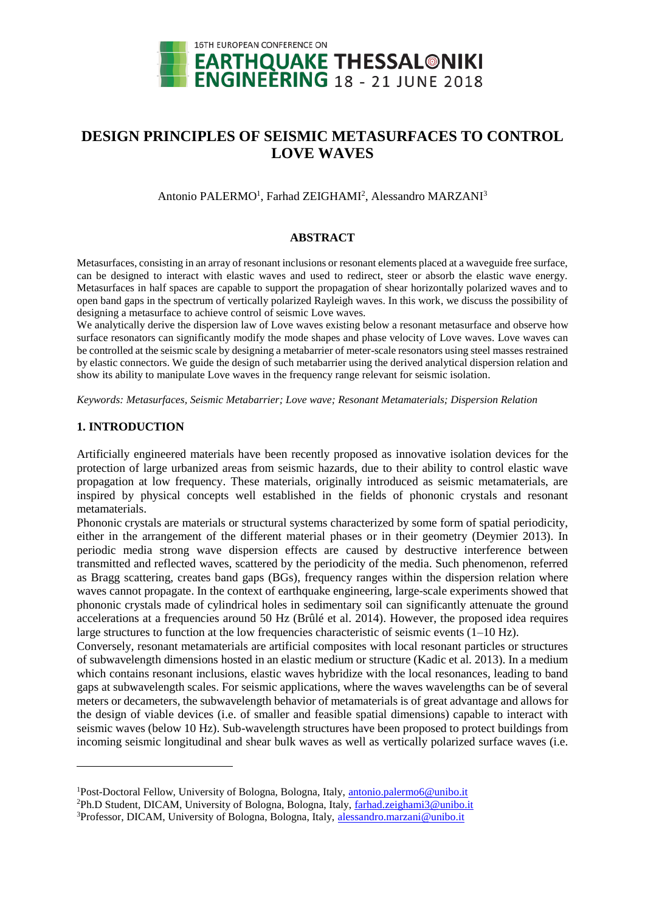# DESIGN PRINCIPLES OF SEISMIC METASURFACES TO CONTROL LOVE WAVES

Antonio PALERMO[1], Farhad ZEIGHAMI[2], Alessandro MARZANI[3]

## ABSTRACT

Metasurfaces, consisting in an array of resonant inclusions or resonant elements placed at a waveguide free surface, can be designed to interact with elastic waves and used to redirect, steer or absorb the elastic wave energy. Metasurfaces in half spaces are capable to support the propagation of shear horizontally polarized waves and to open band gaps in the spectrum of vertically polarized Rayleigh waves. In this work, we discuss the possibility of designing a metasurface to achieve control of seismic Love waves.

We analytically derive the dispersion law of Love waves existing below a resonant metasurface and observe how surface resonators can significantly modify the mode shapes and phase velocity of Love waves. Love waves can be controlled at the seismic scale by designing a metabarrier of meter-scale resonators using steel masses restrained by elastic connectors. We guide the design of such metabarrier using the derived analytical dispersion relation and show its ability to manipulate Love waves in the frequency range relevant for seismic isolation.

*Keywords: Metasurfaces, Seismic Metabarrier; Love wave; Resonant Metamaterials; Dispersion Relation*

## 1. INTRODUCTION

Artificially engineered materials have been recently proposed as innovative isolation devices for the protection of large urbanized areas from seismic hazards, due to their ability to control elastic wave propagation at low frequency. These materials, originally introduced as seismic metamaterials, are inspired by physical concepts well established in the fields of phononic crystals and resonant metamaterials.

Phononic crystals are materials or structural systems characterized by some form of spatial periodicity, either in the arrangement of the different material phases or in their geometry (Deymier 2013). In periodic media strong wave dispersion effects are caused by destructive interference between transmitted and reflected waves, scattered by the periodicity of the media. Such phenomenon, referred as Bragg scattering, creates band gaps (BGs), frequency ranges within the dispersion relation where waves cannot propagate. In the context of earthquake engineering, large-scale experiments showed that phononic crystals made of cylindrical holes in sedimentary soil can significantly attenuate the ground accelerations at a frequencies around 50 Hz (Brûlé et al. 2014). However, the proposed idea requires large structures to function at the low frequencies characteristic of seismic events (1–10 Hz).

Conversely, resonant metamaterials are artificial composites with local resonant particles or structures of subwavelength dimensions hosted in an elastic medium or structure (Kadic et al. 2013). In a medium which contains resonant inclusions, elastic waves hybridize with the local resonances, leading to band gaps at subwavelength scales. For seismic applications, where the waves wavelengths can be of several meters or decameters, the subwavelength behavior of metamaterials is of great advantage and allows for the design of viable devices (i.e. of smaller and feasible spatial dimensions) capable to interact with seismic waves (below 10 Hz). Sub-wavelength structures have been proposed to protect buildings from incoming seismic longitudinal and shear bulk waves as well as vertically polarized surface waves (i.e.

---

[1]Post-Doctoral Fellow, University of Bologna, Bologna, Italy, antonio.palermo6@unibo.it

[2]Ph.D Student, DICAM, University of Bologna, Bologna, Italy, farhad.zeighami3@unibo.it

[3]Professor, DICAM, University of Bologna, Bologna, Italy, alessandro.marzani@unibo.it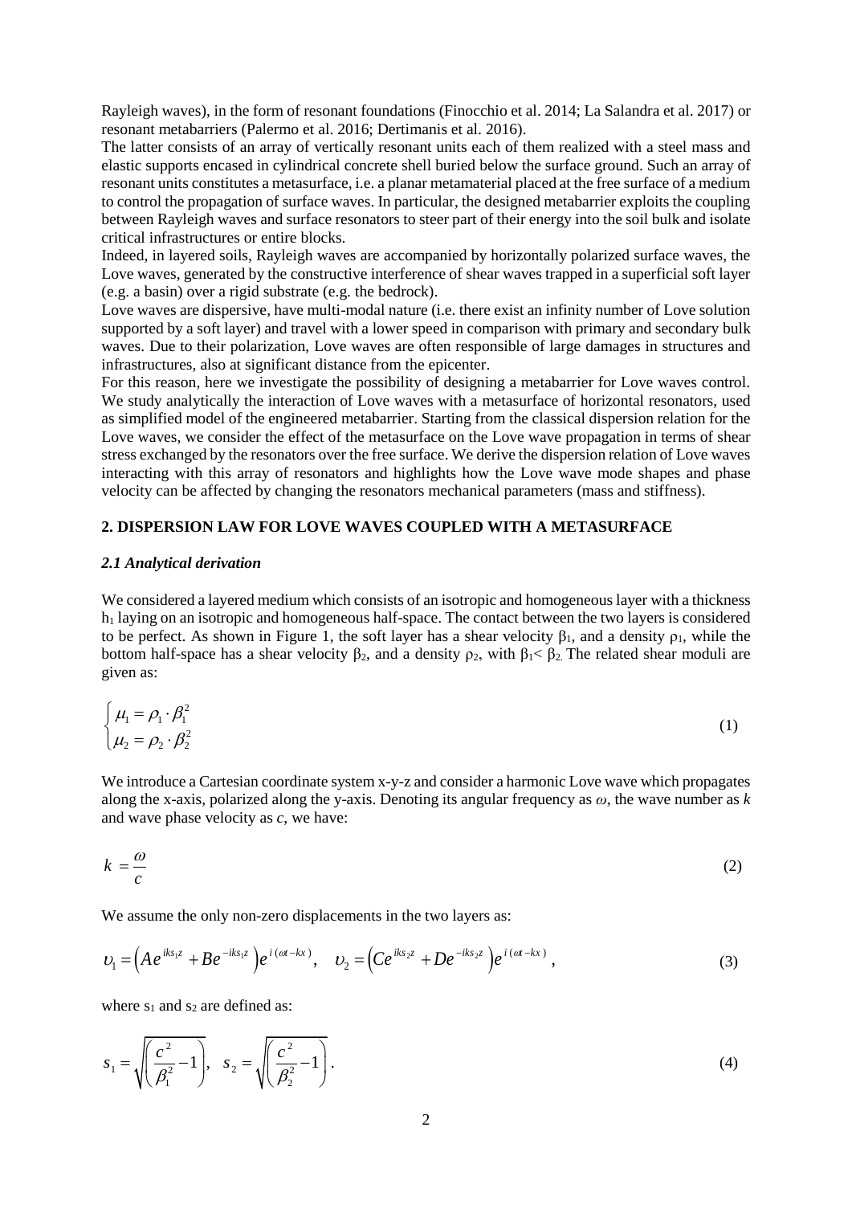Rayleigh waves), in the form of resonant foundations (Finocchio et al. 2014; La Salandra et al. 2017) or resonant metabarriers (Palermo et al. 2016; Dertimanis et al. 2016).

The latter consists of an array of vertically resonant units each of them realized with a steel mass and elastic supports encased in cylindrical concrete shell buried below the surface ground. Such an array of resonant units constitutes a metasurface, i.e. a planar metamaterial placed at the free surface of a medium to control the propagation of surface waves. In particular, the designed metabarrier exploits the coupling between Rayleigh waves and surface resonators to steer part of their energy into the soil bulk and isolate critical infrastructures or entire blocks.

Indeed, in layered soils, Rayleigh waves are accompanied by horizontally polarized surface waves, the Love waves, generated by the constructive interference of shear waves trapped in a superficial soft layer (e.g. a basin) over a rigid substrate (e.g. the bedrock).

Love waves are dispersive, have multi-modal nature (i.e. there exist an infinity number of Love solution supported by a soft layer) and travel with a lower speed in comparison with primary and secondary bulk waves. Due to their polarization, Love waves are often responsible of large damages in structures and infrastructures, also at significant distance from the epicenter.

For this reason, here we investigate the possibility of designing a metabarrier for Love waves control. We study analytically the interaction of Love waves with a metasurface of horizontal resonators, used as simplified model of the engineered metabarrier. Starting from the classical dispersion relation for the Love waves, we consider the effect of the metasurface on the Love wave propagation in terms of shear stress exchanged by the resonators over the free surface. We derive the dispersion relation of Love waves interacting with this array of resonators and highlights how the Love wave mode shapes and phase velocity can be affected by changing the resonators mechanical parameters (mass and stiffness).

## 2. DISPERSION LAW FOR LOVE WAVES COUPLED WITH A METASURFACE

### *2.1 Analytical derivation*

We considered a layered medium which consists of an isotropic and homogeneous layer with a thickness $h_1$ laying on an isotropic and homogeneous half-space. The contact between the two layers is considered to be perfect. As shown in Figure 1, the soft layer has a shear velocity $\beta_1$, and a density $\rho_1$, while the bottom half-space has a shear velocity $\beta_2$, and a density $\rho_2$, with $\beta_1 < \beta_2$. The related shear moduli are given as:

$$\begin{cases} \mu_1 = \rho_1 \cdot \beta_1^2 \\ \mu_2 = \rho_2 \cdot \beta_2^2 \end{cases} \tag{1}$$

We introduce a Cartesian coordinate system x-y-z and consider a harmonic Love wave which propagates along the x-axis, polarized along the y-axis. Denoting its angular frequency as $\omega$, the wave number as $k$ and wave phase velocity as $c$, we have:

$$k = \frac{\omega}{c} \tag{2}$$

We assume the only non-zero displacements in the two layers as:

$$\upsilon_1 = \left(Ae^{iks_1z} + Be^{-iks_1z}\right)e^{i(\omega t - kx)}, \quad \upsilon_2 = \left(Ce^{iks_2z} + De^{-iks_2z}\right)e^{i(\omega t - kx)}, \tag{3}$$

where $s_1$ and $s_2$ are defined as:

$$s_1 = \sqrt{\left(\frac{c^2}{\beta_1^2} - 1\right)}, \quad s_2 = \sqrt{\left(\frac{c^2}{\beta_2^2} - 1\right)}. \tag{4}$$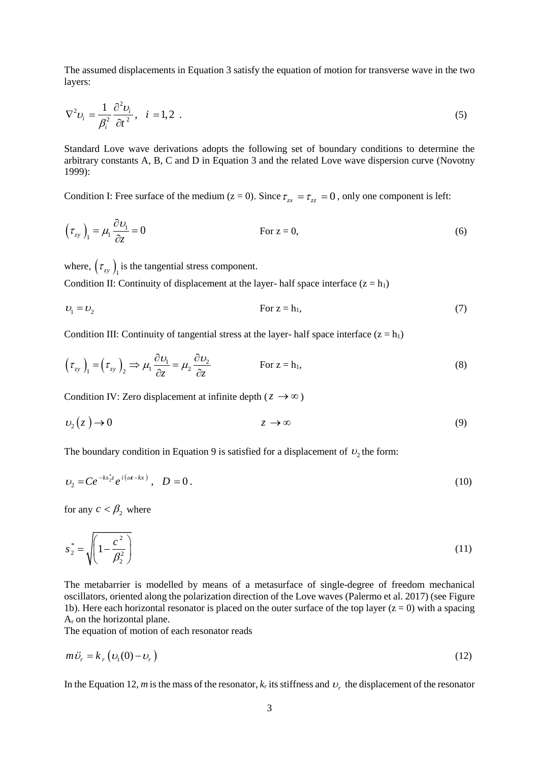The assumed displacements in Equation 3 satisfy the equation of motion for transverse wave in the two layers:

$$\nabla^2 \upsilon_i = \frac{1}{\beta_i^2} \frac{\partial^2 \upsilon_i}{\partial t^2}, \quad i = 1, 2 \ . \tag{5}$$

Standard Love wave derivations adopts the following set of boundary conditions to determine the arbitrary constants A, B, C and D in Equation 3 and the related Love wave dispersion curve (Novotny 1999):

Condition I: Free surface of the medium (z = 0). Since $\tau_{zx} = \tau_{zz} = 0$, only one component is left:

$$\left(\tau_{zy}\right)_1 = \mu_1 \frac{\partial \upsilon_1}{\partial z} = 0 \qquad \text{For z = 0,} \tag{6}$$

where, $\left(\tau_{zy}\right)_1$ is the tangential stress component.

Condition II: Continuity of displacement at the layer- half space interface ($z = h_1$)

$$\upsilon_1 = \upsilon_2 \qquad \text{For } z = h_1, \tag{7}$$

Condition III: Continuity of tangential stress at the layer- half space interface ($z = h_1$)

$$\left(\tau_{zy}\right)_1 = \left(\tau_{zy}\right)_2 \Rightarrow \mu_1 \frac{\partial \upsilon_1}{\partial z} = \mu_2 \frac{\partial \upsilon_2}{\partial z} \qquad \text{For } z = h_1, \tag{8}$$

Condition IV: Zero displacement at infinite depth ($z \to \infty$)

$$\upsilon_2\left(z\right) \to 0 \qquad z \to \infty \tag{9}$$

The boundary condition in Equation 9 is satisfied for a displacement of $\upsilon_2$ the form:

$$\upsilon_2 = C e^{-ks_2^* z} e^{i\left(\omega t - kx\right)}, \quad D = 0 \, . \tag{10}$$

for any $c < \beta_2$ where

$$s_2^* = \sqrt{\left(1 - \frac{c^2}{\beta_2^2}\right)} \tag{11}$$

The metabarrier is modelled by means of a metasurface of single-degree of freedom mechanical oscillators, oriented along the polarization direction of the Love waves (Palermo et al. 2017) (see Figure 1b). Here each horizontal resonator is placed on the outer surface of the top layer (z = 0) with a spacing $A_r$ on the horizontal plane.

The equation of motion of each resonator reads

$$m\ddot{\upsilon}_r = k_r\left(\upsilon_1(0) - \upsilon_r\right) \tag{12}$$

In the Equation 12, *m* is the mass of the resonator, $k_r$ its stiffness and $\upsilon_r$ the displacement of the resonator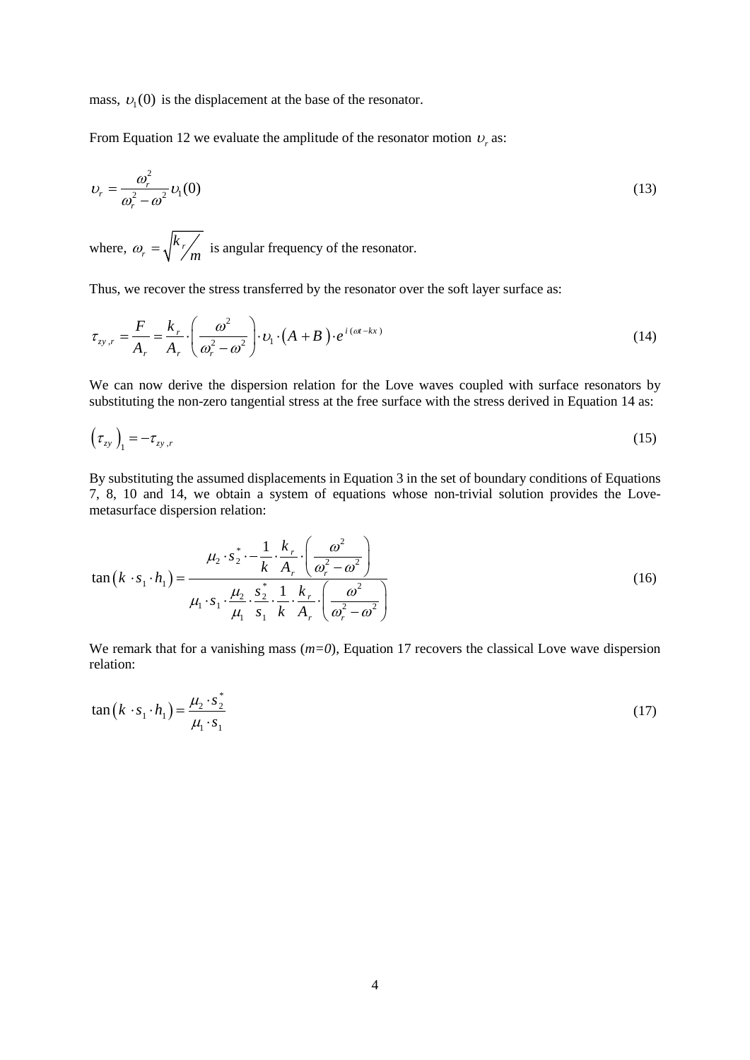mass, $\upsilon_1(0)$ is the displacement at the base of the resonator.

From Equation 12 we evaluate the amplitude of the resonator motion $\upsilon_r$ as:

$$\upsilon_r = \frac{\omega_r^2}{\omega_r^2 - \omega^2}\upsilon_1(0) \tag{13}$$

where, $\omega_r = \sqrt{k_r/m}$ is angular frequency of the resonator.

Thus, we recover the stress transferred by the resonator over the soft layer surface as:

$$\tau_{zy,r} = \frac{F}{A_r} = \frac{k_r}{A_r} \cdot \left(\frac{\omega^2}{\omega_r^2 - \omega^2}\right) \cdot \upsilon_1 \cdot (A + B) \cdot e^{i(\omega t - kx)} \tag{14}$$

We can now derive the dispersion relation for the Love waves coupled with surface resonators by substituting the non-zero tangential stress at the free surface with the stress derived in Equation 14 as:

$$\left(\tau_{zy}\right)_1 = -\tau_{zy,r} \tag{15}$$

By substituting the assumed displacements in Equation 3 in the set of boundary conditions of Equations 7, 8, 10 and 14, we obtain a system of equations whose non-trivial solution provides the Love-metasurface dispersion relation:

$$\tan(k \cdot s_1 \cdot h_1) = \frac{\mu_2 \cdot s_2^* \cdot -\dfrac{1}{k} \cdot \dfrac{k_r}{A_r} \cdot \left(\dfrac{\omega^2}{\omega_r^2 - \omega^2}\right)}{\mu_1 \cdot s_1 \cdot \dfrac{\mu_2}{\mu_1} \cdot \dfrac{s_2^*}{s_1} \cdot \dfrac{1}{k} \cdot \dfrac{k_r}{A_r} \cdot \left(\dfrac{\omega^2}{\omega_r^2 - \omega^2}\right)} \tag{16}$$

We remark that for a vanishing mass (*m=0*), Equation 17 recovers the classical Love wave dispersion relation:

$$\tan(k \cdot s_1 \cdot h_1) = \frac{\mu_2 \cdot s_2^*}{\mu_1 \cdot s_1} \tag{17}$$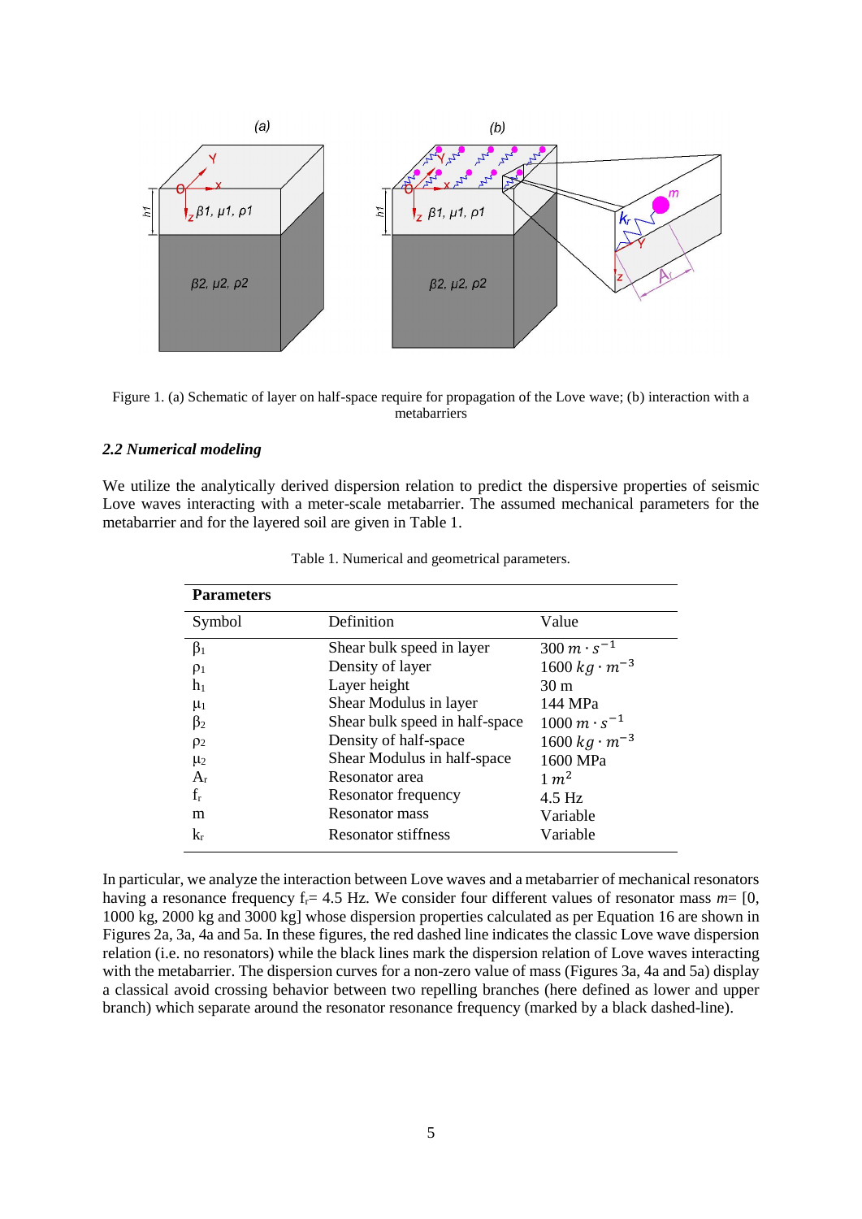Figure 1. (a) Schematic of layer on half-space require for propagation of the Love wave; (b) interaction with a metabarriers

### *2.2 Numerical modeling*

We utilize the analytically derived dispersion relation to predict the dispersive properties of seismic Love waves interacting with a meter-scale metabarrier. The assumed mechanical parameters for the metabarrier and for the layered soil are given in Table 1.

Table 1. Numerical and geometrical parameters.

| **Parameters** | | |
|---|---|---|
| Symbol | Definition | Value |
| $\beta_1$ | Shear bulk speed in layer | $300\ m \cdot s^{-1}$ |
| $\rho_1$ | Density of layer | $1600\ kg \cdot m^{-3}$ |
| $h_1$ | Layer height | 30 m |
| $\mu_1$ | Shear Modulus in layer | 144 MPa |
| $\beta_2$ | Shear bulk speed in half-space | $1000\ m \cdot s^{-1}$ |
| $\rho_2$ | Density of half-space | $1600\ kg \cdot m^{-3}$ |
| $\mu_2$ | Shear Modulus in half-space | 1600 MPa |
| $A_r$ | Resonator area | $1\ m^2$ |
| $f_r$ | Resonator frequency | 4.5 Hz |
| m | Resonator mass | Variable |
| $k_r$ | Resonator stiffness | Variable |

In particular, we analyze the interaction between Love waves and a metabarrier of mechanical resonators having a resonance frequency $f_r$= 4.5 Hz. We consider four different values of resonator mass *m*= [0, 1000 kg, 2000 kg and 3000 kg] whose dispersion properties calculated as per Equation 16 are shown in Figures 2a, 3a, 4a and 5a. In these figures, the red dashed line indicates the classic Love wave dispersion relation (i.e. no resonators) while the black lines mark the dispersion relation of Love waves interacting with the metabarrier. The dispersion curves for a non-zero value of mass (Figures 3a, 4a and 5a) display a classical avoid crossing behavior between two repelling branches (here defined as lower and upper branch) which separate around the resonator resonance frequency (marked by a black dashed-line).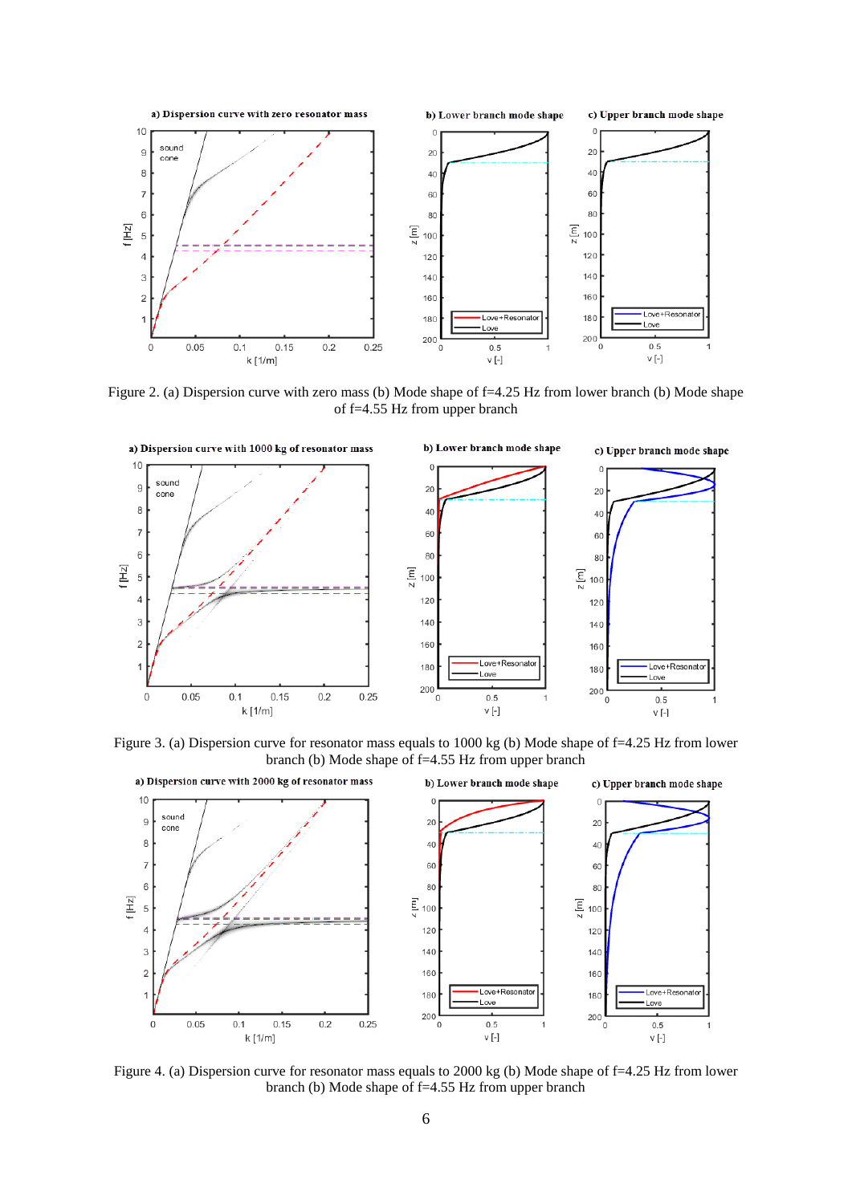Figure 2. (a) Dispersion curve with zero mass (b) Mode shape of f=4.25 Hz from lower branch (b) Mode shape of f=4.55 Hz from upper branch

Figure 3. (a) Dispersion curve for resonator mass equals to 1000 kg (b) Mode shape of f=4.25 Hz from lower branch (b) Mode shape of f=4.55 Hz from upper branch

Figure 4. (a) Dispersion curve for resonator mass equals to 2000 kg (b) Mode shape of f=4.25 Hz from lower branch (b) Mode shape of f=4.55 Hz from upper branch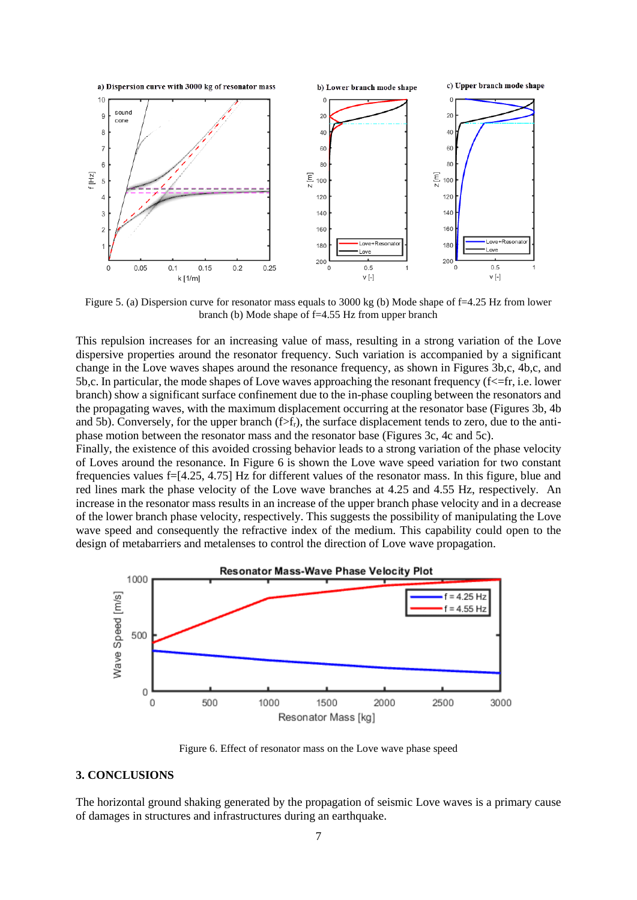Figure 5. (a) Dispersion curve for resonator mass equals to 3000 kg (b) Mode shape of f=4.25 Hz from lower branch (b) Mode shape of f=4.55 Hz from upper branch

This repulsion increases for an increasing value of mass, resulting in a strong variation of the Love dispersive properties around the resonator frequency. Such variation is accompanied by a significant change in the Love waves shapes around the resonance frequency, as shown in Figures 3b,c, 4b,c, and 5b,c. In particular, the mode shapes of Love waves approaching the resonant frequency ($f \le f_r$, i.e. lower branch) show a significant surface confinement due to the in-phase coupling between the resonators and the propagating waves, with the maximum displacement occurring at the resonator base (Figures 3b, 4b and 5b). Conversely, for the upper branch ($f > f_r$), the surface displacement tends to zero, due to the anti-phase motion between the resonator mass and the resonator base (Figures 3c, 4c and 5c).
Finally, the existence of this avoided crossing behavior leads to a strong variation of the phase velocity of Loves around the resonance. In Figure 6 is shown the Love wave speed variation for two constant frequencies values f=[4.25, 4.75] Hz for different values of the resonator mass. In this figure, blue and red lines mark the phase velocity of the Love wave branches at 4.25 and 4.55 Hz, respectively. An increase in the resonator mass results in an increase of the upper branch phase velocity and in a decrease of the lower branch phase velocity, respectively. This suggests the possibility of manipulating the Love wave speed and consequently the refractive index of the medium. This capability could open to the design of metabarriers and metalenses to control the direction of Love wave propagation.

Figure 6. Effect of resonator mass on the Love wave phase speed

## 3. CONCLUSIONS

The horizontal ground shaking generated by the propagation of seismic Love waves is a primary cause of damages in structures and infrastructures during an earthquake.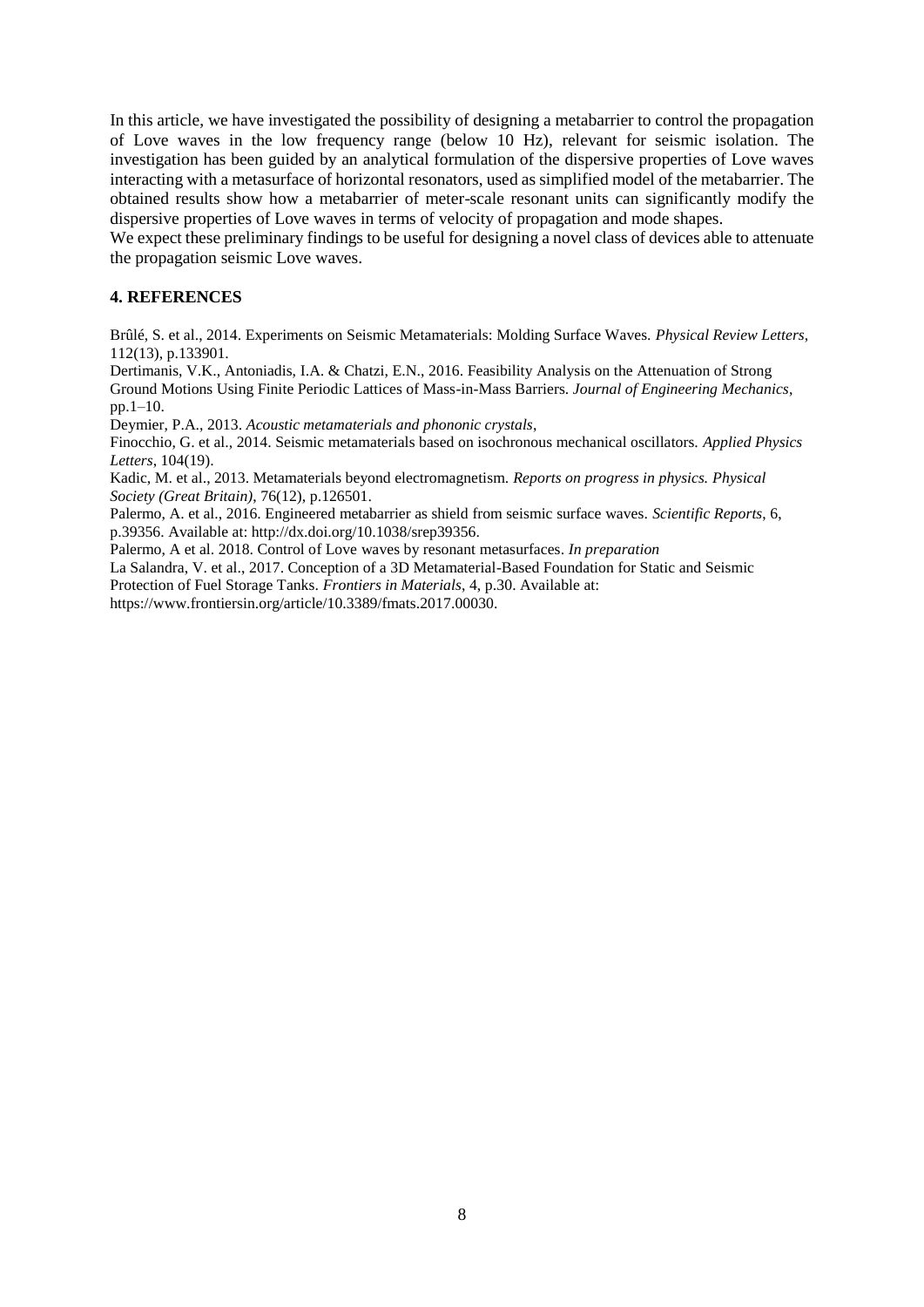In this article, we have investigated the possibility of designing a metabarrier to control the propagation of Love waves in the low frequency range (below 10 Hz), relevant for seismic isolation. The investigation has been guided by an analytical formulation of the dispersive properties of Love waves interacting with a metasurface of horizontal resonators, used as simplified model of the metabarrier. The obtained results show how a metabarrier of meter-scale resonant units can significantly modify the dispersive properties of Love waves in terms of velocity of propagation and mode shapes.
We expect these preliminary findings to be useful for designing a novel class of devices able to attenuate the propagation seismic Love waves.

## 4. REFERENCES

Brûlé, S. et al., 2014. Experiments on Seismic Metamaterials: Molding Surface Waves. *Physical Review Letters*, 112(13), p.133901.

Dertimanis, V.K., Antoniadis, I.A. & Chatzi, E.N., 2016. Feasibility Analysis on the Attenuation of Strong Ground Motions Using Finite Periodic Lattices of Mass-in-Mass Barriers. *Journal of Engineering Mechanics*, pp.1–10.

Deymier, P.A., 2013. *Acoustic metamaterials and phononic crystals*,

Finocchio, G. et al., 2014. Seismic metamaterials based on isochronous mechanical oscillators. *Applied Physics Letters*, 104(19).

Kadic, M. et al., 2013. Metamaterials beyond electromagnetism. *Reports on progress in physics. Physical Society (Great Britain)*, 76(12), p.126501.

Palermo, A. et al., 2016. Engineered metabarrier as shield from seismic surface waves. *Scientific Reports*, 6, p.39356. Available at: http://dx.doi.org/10.1038/srep39356.

Palermo, A et al. 2018. Control of Love waves by resonant metasurfaces. *In preparation*

La Salandra, V. et al., 2017. Conception of a 3D Metamaterial-Based Foundation for Static and Seismic Protection of Fuel Storage Tanks. *Frontiers in Materials*, 4, p.30. Available at: https://www.frontiersin.org/article/10.3389/fmats.2017.00030.